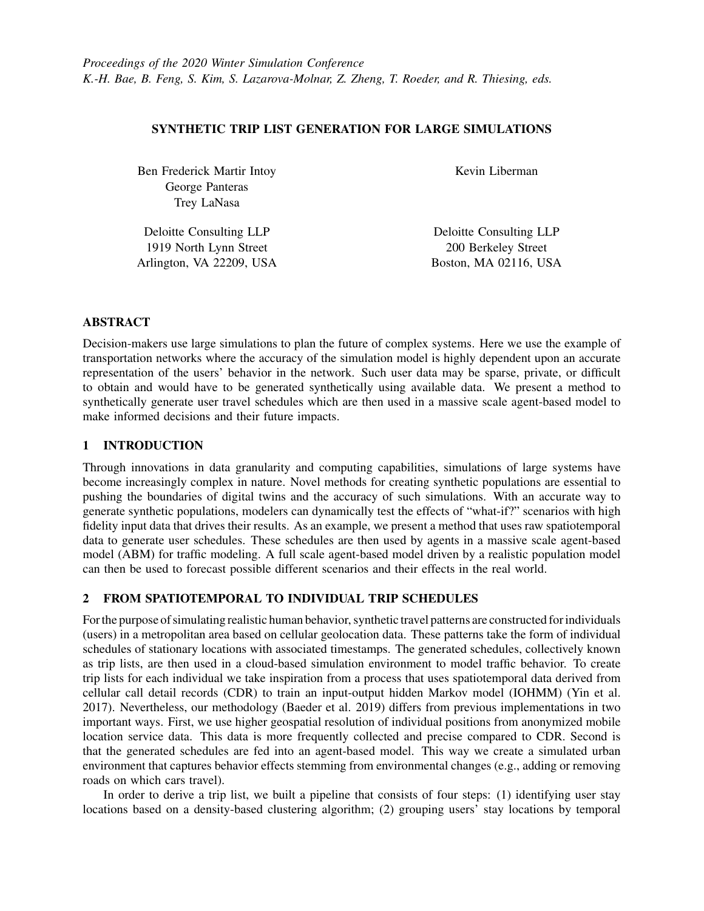*Proceedings of the 2020 Winter Simulation Conference*
*K.-H. Bae, B. Feng, S. Kim, S. Lazarova-Molnar, Z. Zheng, T. Roeder, and R. Thiesing, eds.*

# SYNTHETIC TRIP LIST GENERATION FOR LARGE SIMULATIONS

Ben Frederick Martir Intoy
George Panteras
Trey LaNasa

Deloitte Consulting LLP
1919 North Lynn Street
Arlington, VA 22209, USA

Kevin Liberman

Deloitte Consulting LLP
200 Berkeley Street
Boston, MA 02116, USA

## ABSTRACT

Decision-makers use large simulations to plan the future of complex systems. Here we use the example of transportation networks where the accuracy of the simulation model is highly dependent upon an accurate representation of the users' behavior in the network. Such user data may be sparse, private, or difficult to obtain and would have to be generated synthetically using available data. We present a method to synthetically generate user travel schedules which are then used in a massive scale agent-based model to make informed decisions and their future impacts.

## 1 INTRODUCTION

Through innovations in data granularity and computing capabilities, simulations of large systems have become increasingly complex in nature. Novel methods for creating synthetic populations are essential to pushing the boundaries of digital twins and the accuracy of such simulations. With an accurate way to generate synthetic populations, modelers can dynamically test the effects of "what-if?" scenarios with high fidelity input data that drives their results. As an example, we present a method that uses raw spatiotemporal data to generate user schedules. These schedules are then used by agents in a massive scale agent-based model (ABM) for traffic modeling. A full scale agent-based model driven by a realistic population model can then be used to forecast possible different scenarios and their effects in the real world.

## 2 FROM SPATIOTEMPORAL TO INDIVIDUAL TRIP SCHEDULES

For the purpose of simulating realistic human behavior, synthetic travel patterns are constructed for individuals (users) in a metropolitan area based on cellular geolocation data. These patterns take the form of individual schedules of stationary locations with associated timestamps. The generated schedules, collectively known as trip lists, are then used in a cloud-based simulation environment to model traffic behavior. To create trip lists for each individual we take inspiration from a process that uses spatiotemporal data derived from cellular call detail records (CDR) to train an input-output hidden Markov model (IOHMM) (Yin et al. 2017). Nevertheless, our methodology (Baeder et al. 2019) differs from previous implementations in two important ways. First, we use higher geospatial resolution of individual positions from anonymized mobile location service data. This data is more frequently collected and precise compared to CDR. Second is that the generated schedules are fed into an agent-based model. This way we create a simulated urban environment that captures behavior effects stemming from environmental changes (e.g., adding or removing roads on which cars travel).

In order to derive a trip list, we built a pipeline that consists of four steps: (1) identifying user stay locations based on a density-based clustering algorithm; (2) grouping users' stay locations by temporal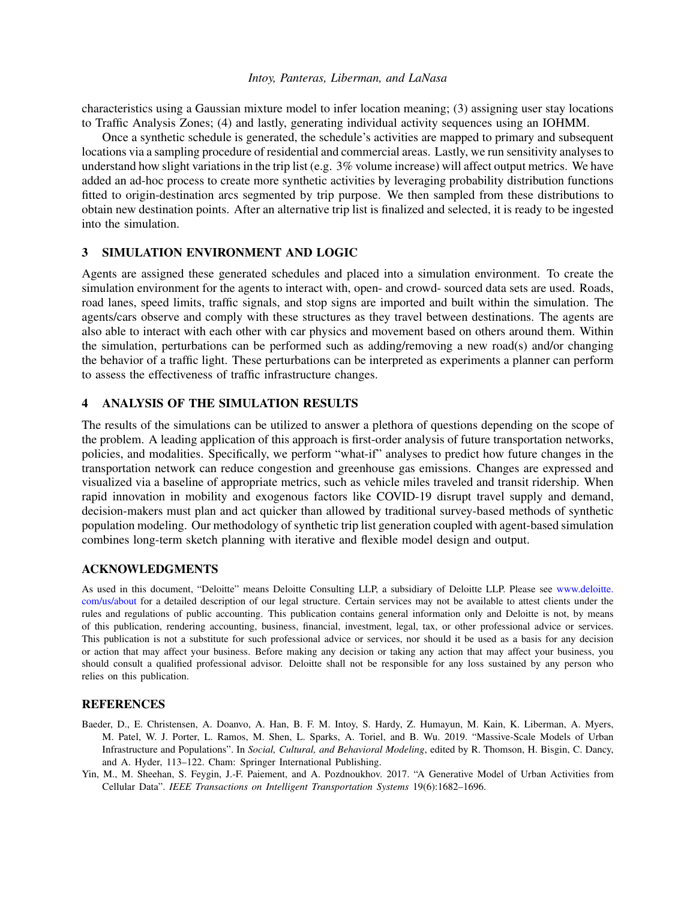characteristics using a Gaussian mixture model to infer location meaning; (3) assigning user stay locations to Traffic Analysis Zones; (4) and lastly, generating individual activity sequences using an IOHMM.

Once a synthetic schedule is generated, the schedule's activities are mapped to primary and subsequent locations via a sampling procedure of residential and commercial areas. Lastly, we run sensitivity analyses to understand how slight variations in the trip list (e.g. 3% volume increase) will affect output metrics. We have added an ad-hoc process to create more synthetic activities by leveraging probability distribution functions fitted to origin-destination arcs segmented by trip purpose. We then sampled from these distributions to obtain new destination points. After an alternative trip list is finalized and selected, it is ready to be ingested into the simulation.

## 3 SIMULATION ENVIRONMENT AND LOGIC

Agents are assigned these generated schedules and placed into a simulation environment. To create the simulation environment for the agents to interact with, open- and crowd- sourced data sets are used. Roads, road lanes, speed limits, traffic signals, and stop signs are imported and built within the simulation. The agents/cars observe and comply with these structures as they travel between destinations. The agents are also able to interact with each other with car physics and movement based on others around them. Within the simulation, perturbations can be performed such as adding/removing a new road(s) and/or changing the behavior of a traffic light. These perturbations can be interpreted as experiments a planner can perform to assess the effectiveness of traffic infrastructure changes.

## 4 ANALYSIS OF THE SIMULATION RESULTS

The results of the simulations can be utilized to answer a plethora of questions depending on the scope of the problem. A leading application of this approach is first-order analysis of future transportation networks, policies, and modalities. Specifically, we perform "what-if" analyses to predict how future changes in the transportation network can reduce congestion and greenhouse gas emissions. Changes are expressed and visualized via a baseline of appropriate metrics, such as vehicle miles traveled and transit ridership. When rapid innovation in mobility and exogenous factors like COVID-19 disrupt travel supply and demand, decision-makers must plan and act quicker than allowed by traditional survey-based methods of synthetic population modeling. Our methodology of synthetic trip list generation coupled with agent-based simulation combines long-term sketch planning with iterative and flexible model design and output.

## ACKNOWLEDGMENTS

As used in this document, "Deloitte" means Deloitte Consulting LLP, a subsidiary of Deloitte LLP. Please see www.deloitte.com/us/about for a detailed description of our legal structure. Certain services may not be available to attest clients under the rules and regulations of public accounting. This publication contains general information only and Deloitte is not, by means of this publication, rendering accounting, business, financial, investment, legal, tax, or other professional advice or services. This publication is not a substitute for such professional advice or services, nor should it be used as a basis for any decision or action that may affect your business. Before making any decision or taking any action that may affect your business, you should consult a qualified professional advisor. Deloitte shall not be responsible for any loss sustained by any person who relies on this publication.

## REFERENCES

Baeder, D., E. Christensen, A. Doanvo, A. Han, B. F. M. Intoy, S. Hardy, Z. Humayun, M. Kain, K. Liberman, A. Myers, M. Patel, W. J. Porter, L. Ramos, M. Shen, L. Sparks, A. Toriel, and B. Wu. 2019. "Massive-Scale Models of Urban Infrastructure and Populations". In *Social, Cultural, and Behavioral Modeling*, edited by R. Thomson, H. Bisgin, C. Dancy, and A. Hyder, 113–122. Cham: Springer International Publishing.

Yin, M., M. Sheehan, S. Feygin, J.-F. Paiement, and A. Pozdnoukhov. 2017. "A Generative Model of Urban Activities from Cellular Data". *IEEE Transactions on Intelligent Transportation Systems* 19(6):1682–1696.